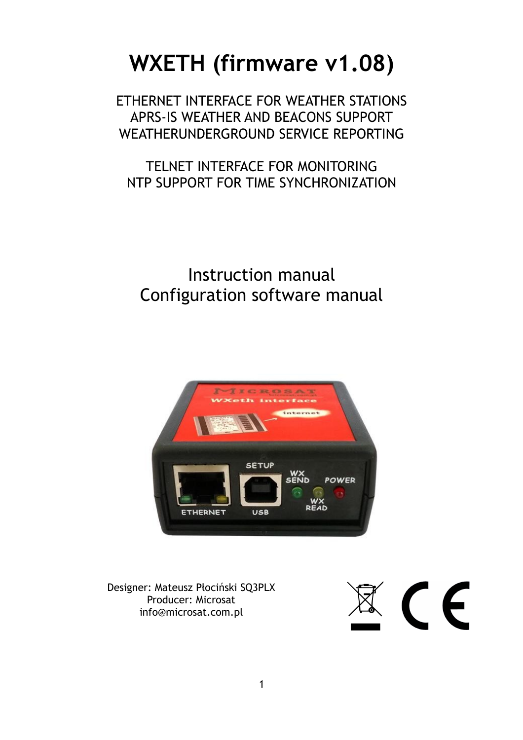# WXETH (firmware v1.08)

ETHERNET INTERFACE FOR WEATHER STATIONS
APRS-IS WEATHER AND BEACONS SUPPORT
WEATHERUNDERGROUND SERVICE REPORTING

TELNET INTERFACE FOR MONITORING
NTP SUPPORT FOR TIME SYNCHRONIZATION

Instruction manual
Configuration software manual

Designer: Mateusz Płociński SQ3PLX
Producer: Microsat
info@microsat.com.pl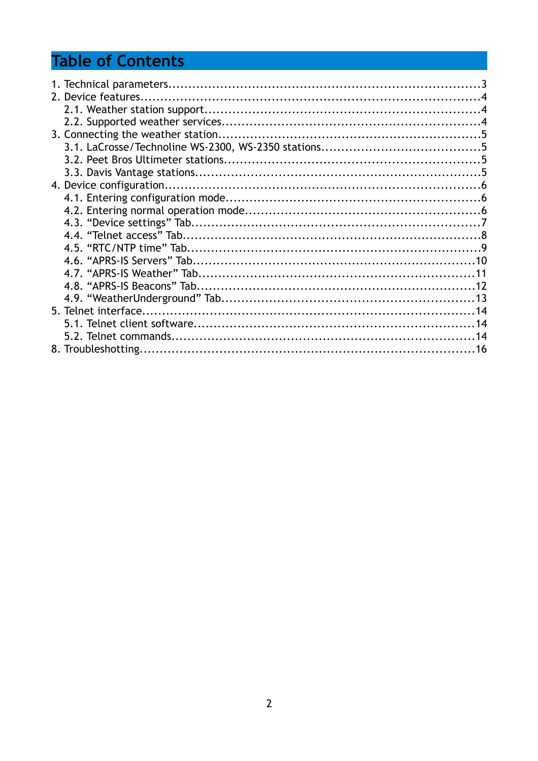# Table of Contents

1. Technical parameters....................................................................................3
2. Device features..........................................................................................4
   - 2.1. Weather station support.....................................................................4
   - 2.2. Supported weather services.................................................................4
3. Connecting the weather station......................................................................5
   - 3.1. LaCrosse/Technoline WS-2300, WS-2350 stations........................................5
   - 3.2. Peet Bros Ultimeter stations.................................................................5
   - 3.3. Davis Vantage stations.......................................................................5
4. Device configuration....................................................................................6
   - 4.1. Entering configuration mode................................................................6
   - 4.2. Entering normal operation mode...........................................................6
   - 4.3. “Device settings” Tab.........................................................................7
   - 4.4. “Telnet access” Tab...........................................................................8
   - 4.5. “RTC/NTP time” Tab...........................................................................9
   - 4.6. “APRS-IS Servers” Tab........................................................................10
   - 4.7. “APRS-IS Weather” Tab.......................................................................11
   - 4.8. “APRS-IS Beacons” Tab.......................................................................12
   - 4.9. “WeatherUnderground” Tab..................................................................13
5. Telnet interface........................................................................................14
   - 5.1. Telnet client software.......................................................................14
   - 5.2. Telnet commands.............................................................................14
8. Troubleshotting........................................................................................16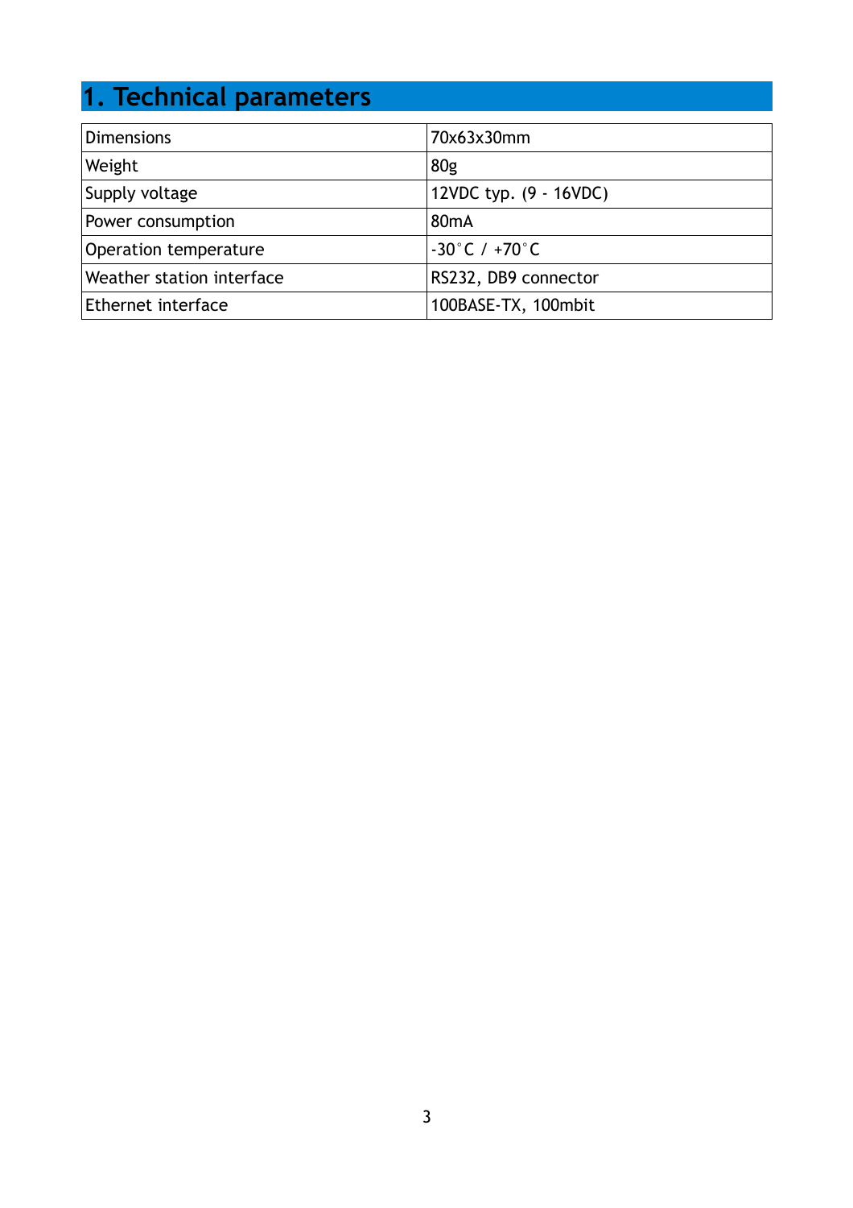# 1. Technical parameters

| | |
|---|---|
| Dimensions | 70x63x30mm |
| Weight | 80g |
| Supply voltage | 12VDC typ. (9 - 16VDC) |
| Power consumption | 80mA |
| Operation temperature | -30°C / +70°C |
| Weather station interface | RS232, DB9 connector |
| Ethernet interface | 100BASE-TX, 100mbit |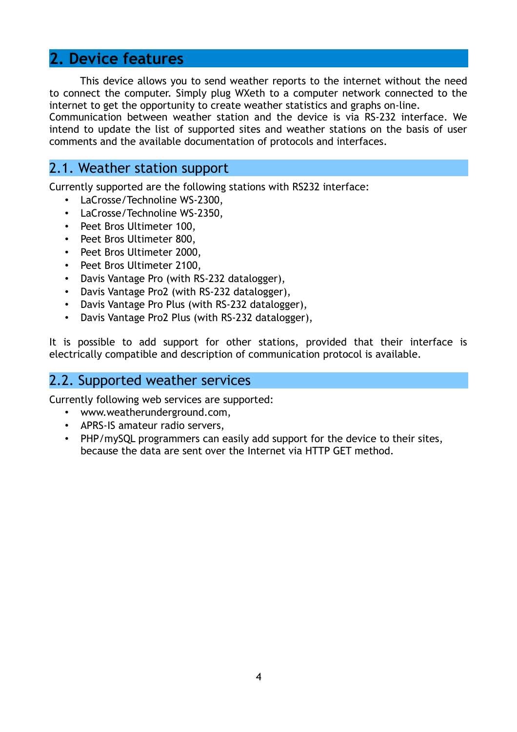# 2. Device features

This device allows you to send weather reports to the internet without the need to connect the computer. Simply plug WXeth to a computer network connected to the internet to get the opportunity to create weather statistics and graphs on-line.
Communication between weather station and the device is via RS-232 interface. We intend to update the list of supported sites and weather stations on the basis of user comments and the available documentation of protocols and interfaces.

## 2.1. Weather station support

Currently supported are the following stations with RS232 interface:

- LaCrosse/Technoline WS-2300,
- LaCrosse/Technoline WS-2350,
- Peet Bros Ultimeter 100,
- Peet Bros Ultimeter 800,
- Peet Bros Ultimeter 2000,
- Peet Bros Ultimeter 2100,
- Davis Vantage Pro (with RS-232 datalogger),
- Davis Vantage Pro2 (with RS-232 datalogger),
- Davis Vantage Pro Plus (with RS-232 datalogger),
- Davis Vantage Pro2 Plus (with RS-232 datalogger),

It is possible to add support for other stations, provided that their interface is electrically compatible and description of communication protocol is available.

## 2.2. Supported weather services

Currently following web services are supported:

- www.weatherunderground.com,
- APRS-IS amateur radio servers,
- PHP/mySQL programmers can easily add support for the device to their sites, because the data are sent over the Internet via HTTP GET method.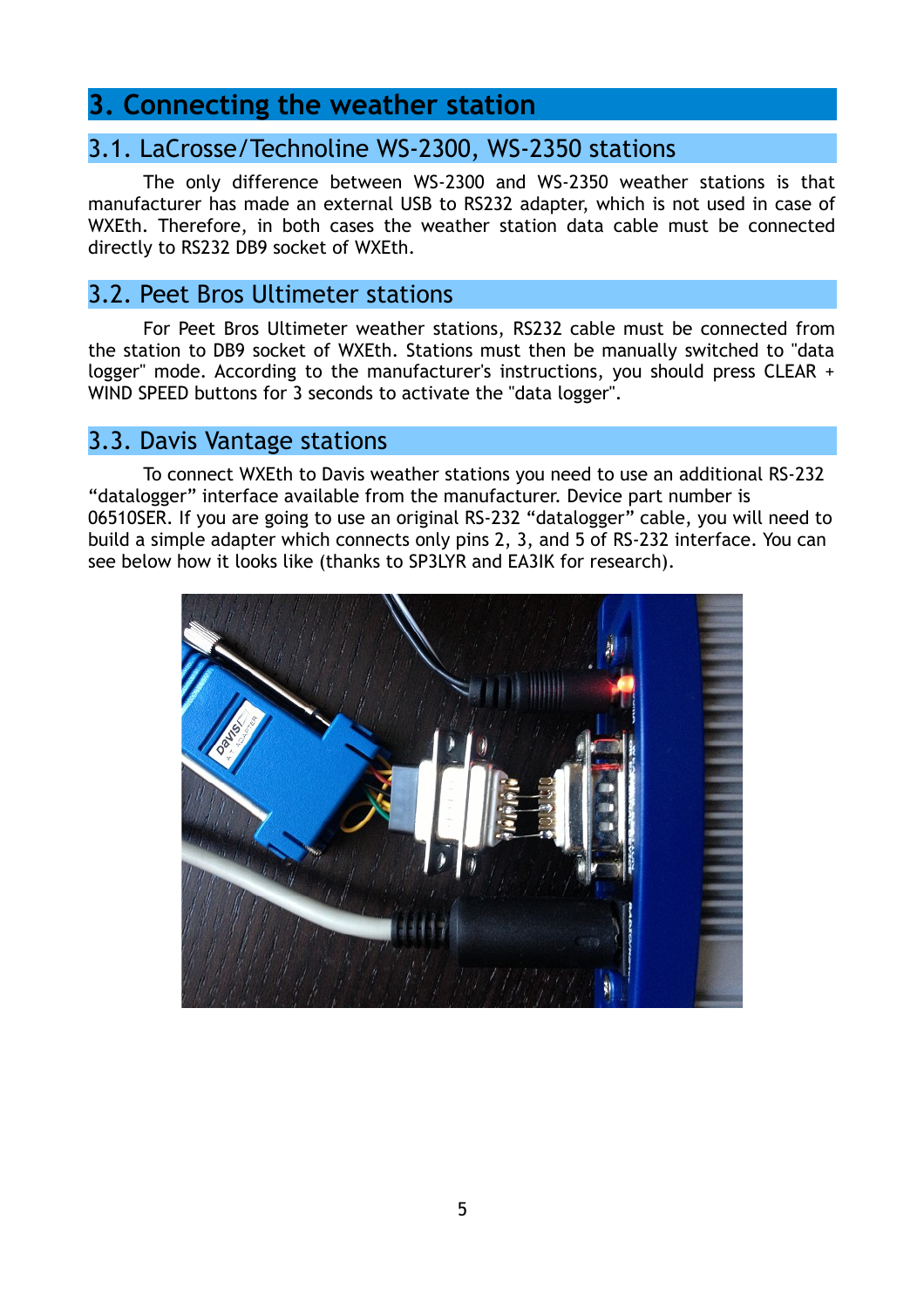# 3. Connecting the weather station

## 3.1. LaCrosse/Technoline WS-2300, WS-2350 stations

The only difference between WS-2300 and WS-2350 weather stations is that manufacturer has made an external USB to RS232 adapter, which is not used in case of WXEth. Therefore, in both cases the weather station data cable must be connected directly to RS232 DB9 socket of WXEth.

## 3.2. Peet Bros Ultimeter stations

For Peet Bros Ultimeter weather stations, RS232 cable must be connected from the station to DB9 socket of WXEth. Stations must then be manually switched to "data logger" mode. According to the manufacturer's instructions, you should press CLEAR + WIND SPEED buttons for 3 seconds to activate the "data logger".

## 3.3. Davis Vantage stations

To connect WXEth to Davis weather stations you need to use an additional RS-232 “datalogger” interface available from the manufacturer. Device part number is 06510SER. If you are going to use an original RS-232 “datalogger” cable, you will need to build a simple adapter which connects only pins 2, 3, and 5 of RS-232 interface. You can see below how it looks like (thanks to SP3LYR and EA3IK for research).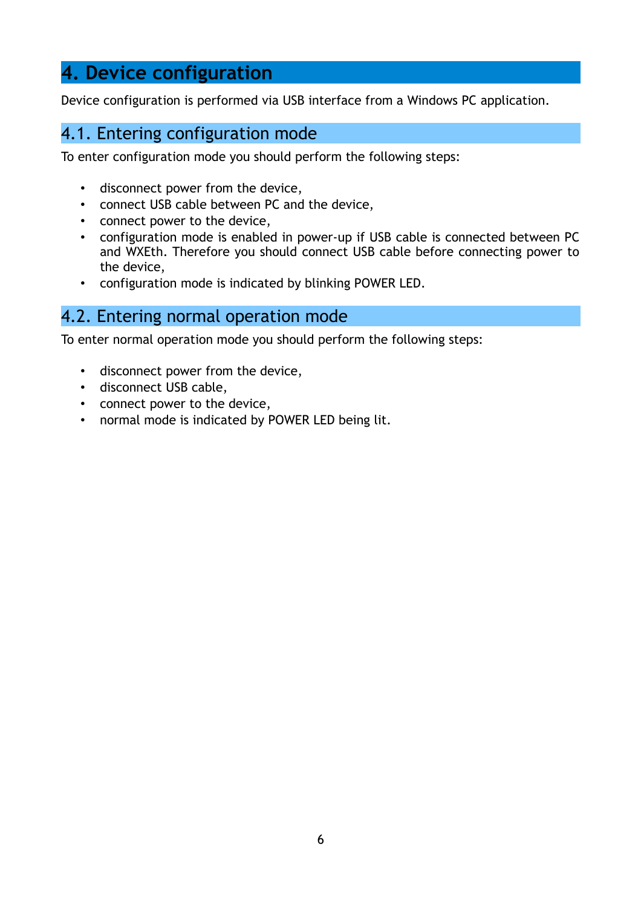# 4. Device configuration

Device configuration is performed via USB interface from a Windows PC application.

## 4.1. Entering configuration mode

To enter configuration mode you should perform the following steps:

- disconnect power from the device,
- connect USB cable between PC and the device,
- connect power to the device,
- configuration mode is enabled in power-up if USB cable is connected between PC and WXEth. Therefore you should connect USB cable before connecting power to the device,
- configuration mode is indicated by blinking POWER LED.

## 4.2. Entering normal operation mode

To enter normal operation mode you should perform the following steps:

- disconnect power from the device,
- disconnect USB cable,
- connect power to the device,
- normal mode is indicated by POWER LED being lit.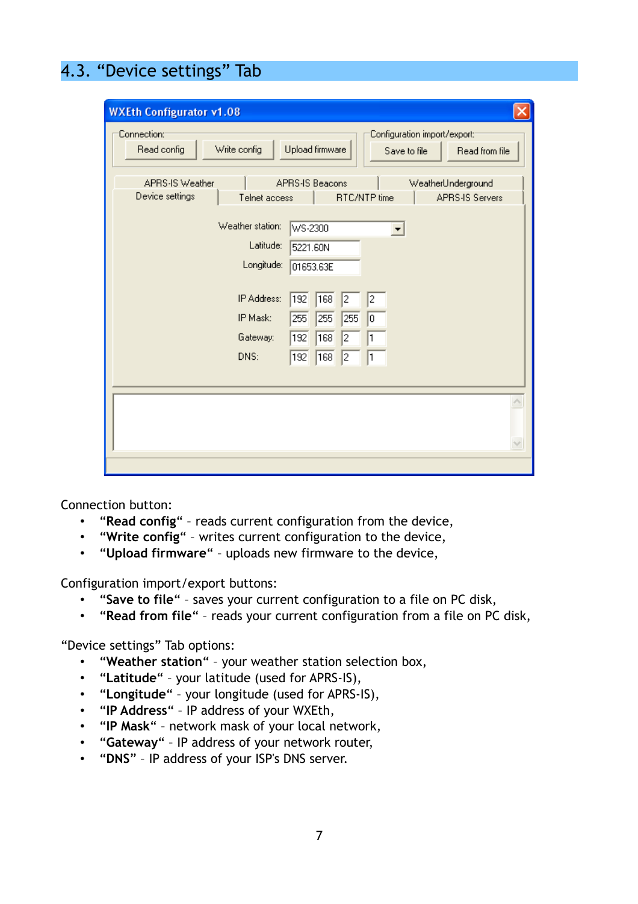## 4.3. "Device settings" Tab

Connection button:

- **"Read config"** – reads current configuration from the device,
- **"Write config"** – writes current configuration to the device,
- **"Upload firmware"** – uploads new firmware to the device,

Configuration import/export buttons:

- **"Save to file"** – saves your current configuration to a file on PC disk,
- **"Read from file"** – reads your current configuration from a file on PC disk,

"Device settings" Tab options:

- **"Weather station"** – your weather station selection box,
- **"Latitude"** – your latitude (used for APRS-IS),
- **"Longitude"** – your longitude (used for APRS-IS),
- **"IP Address"** – IP address of your WXEth,
- **"IP Mask"** – network mask of your local network,
- **"Gateway"** – IP address of your network router,
- **"DNS"** – IP address of your ISP's DNS server.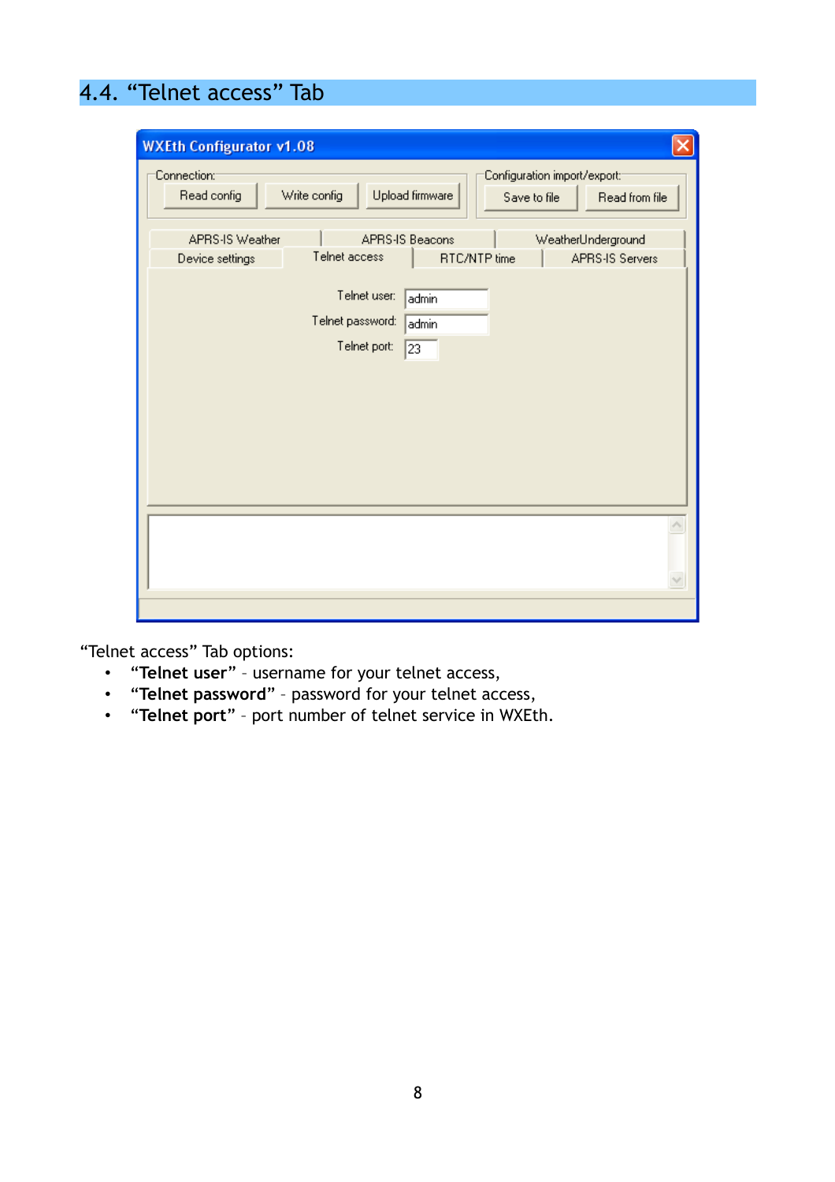## 4.4. “Telnet access” Tab

“Telnet access” Tab options:

- “**Telnet user**” – username for your telnet access,
- “**Telnet password**” – password for your telnet access,
- “**Telnet port**” – port number of telnet service in WXEth.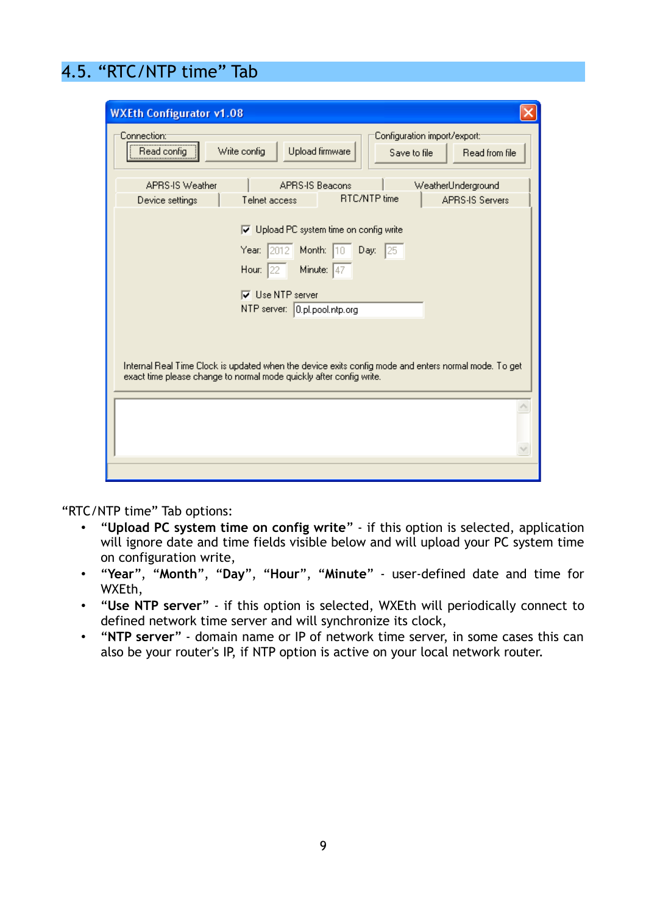## 4.5. “RTC/NTP time” Tab

“RTC/NTP time” Tab options:

- **“Upload PC system time on config write”** - if this option is selected, application will ignore date and time fields visible below and will upload your PC system time on configuration write,
- **“Year”**, **“Month”**, **“Day”**, **“Hour”**, **“Minute”** - user-defined date and time for WXEth,
- **“Use NTP server”** - if this option is selected, WXEth will periodically connect to defined network time server and will synchronize its clock,
- **“NTP server”** - domain name or IP of network time server, in some cases this can also be your router's IP, if NTP option is active on your local network router.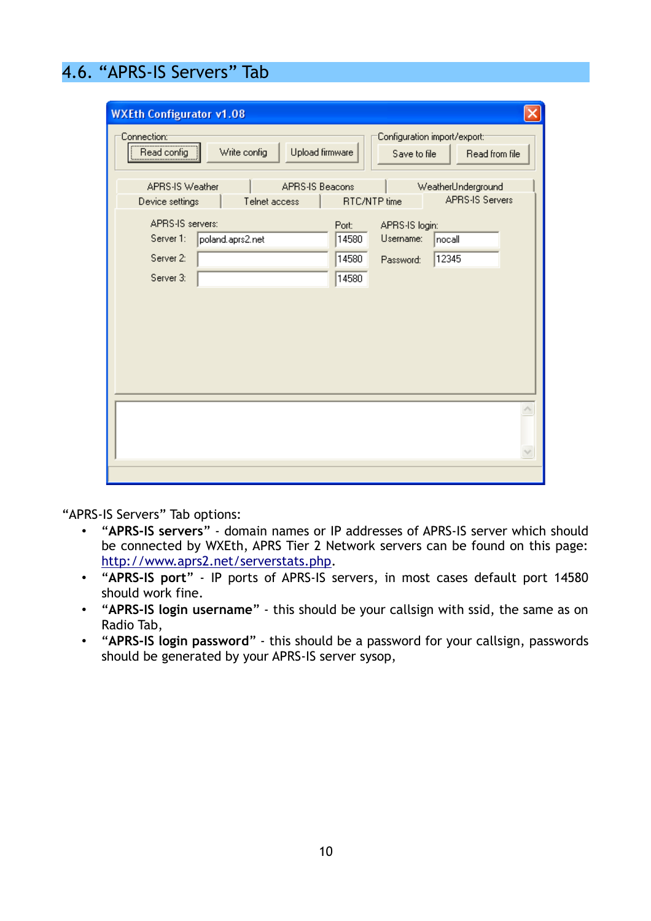## 4.6. “APRS-IS Servers” Tab

“APRS-IS Servers” Tab options:

- **“APRS-IS servers”** - domain names or IP addresses of APRS-IS server which should be connected by WXEth, APRS Tier 2 Network servers can be found on this page: http://www.aprs2.net/serverstats.php.
- **“APRS-IS port”** - IP ports of APRS-IS servers, in most cases default port 14580 should work fine.
- **“APRS-IS login username”** - this should be your callsign with ssid, the same as on Radio Tab,
- **“APRS-IS login password”** - this should be a password for your callsign, passwords should be generated by your APRS-IS server sysop,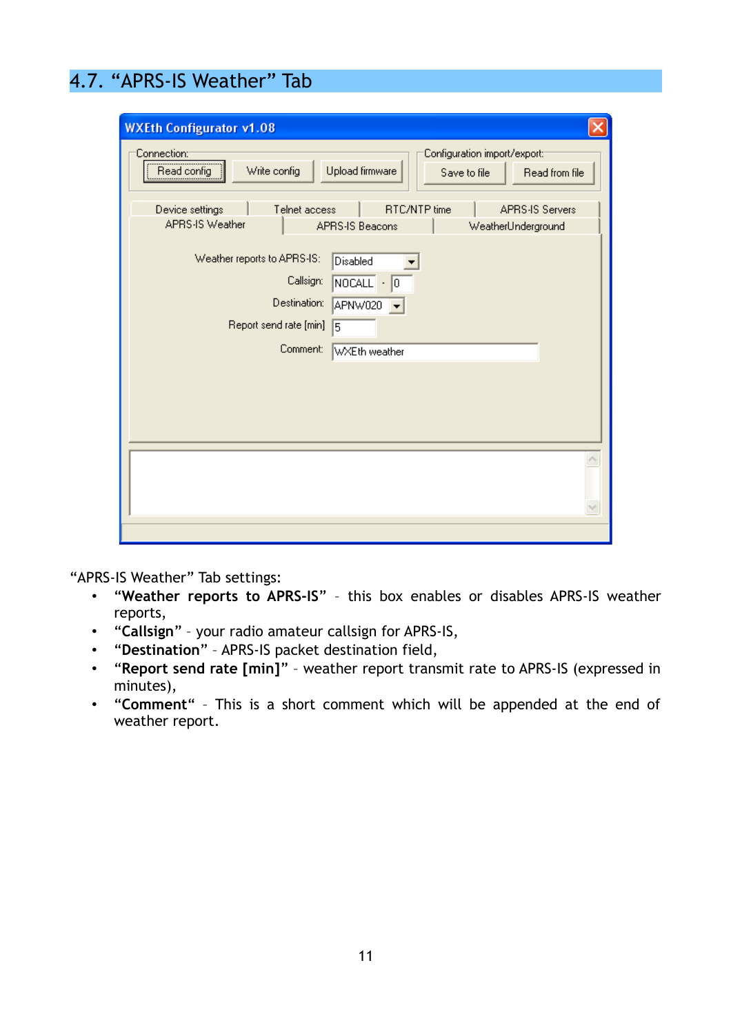## 4.7. “APRS-IS Weather” Tab

“APRS-IS Weather” Tab settings:

- **“Weather reports to APRS-IS”** – this box enables or disables APRS-IS weather reports,
- **“Callsign”** – your radio amateur callsign for APRS-IS,
- **“Destination”** – APRS-IS packet destination field,
- **“Report send rate [min]”** – weather report transmit rate to APRS-IS (expressed in minutes),
- **“Comment“** – This is a short comment which will be appended at the end of weather report.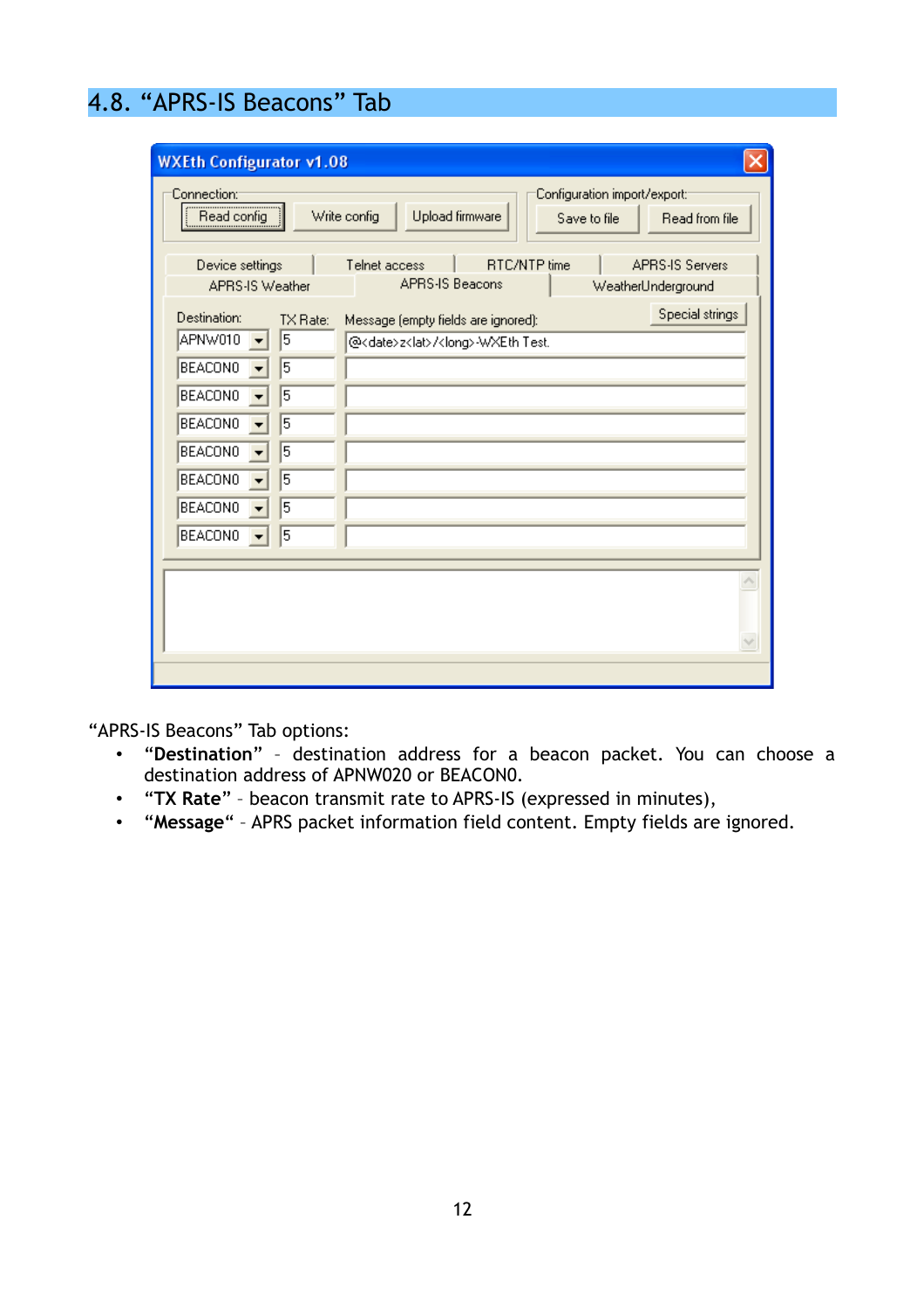## 4.8. “APRS-IS Beacons” Tab

“APRS-IS Beacons” Tab options:

- **“Destination”** – destination address for a beacon packet. You can choose a destination address of APNW020 or BEACON0.
- **“TX Rate”** – beacon transmit rate to APRS-IS (expressed in minutes),
- **“Message“** – APRS packet information field content. Empty fields are ignored.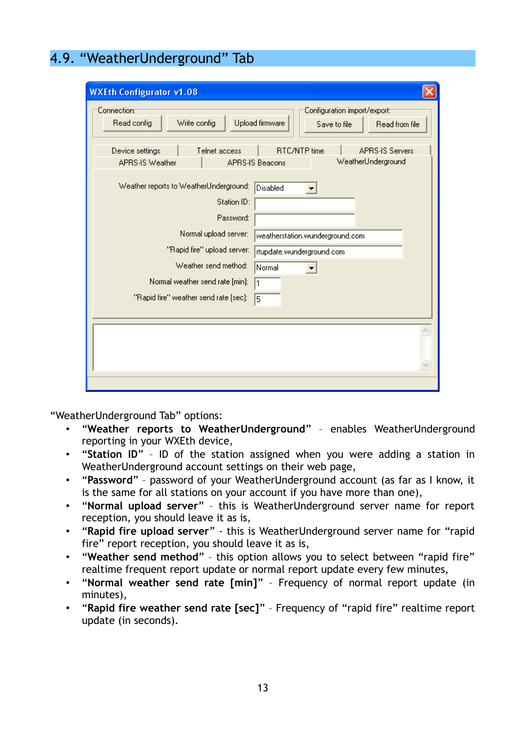## 4.9. "WeatherUnderground" Tab

"WeatherUnderground Tab" options:

- **"Weather reports to WeatherUnderground"** – enables WeatherUnderground reporting in your WXEth device,
- **"Station ID"** – ID of the station assigned when you were adding a station in WeatherUnderground account settings on their web page,
- **"Password"** – password of your WeatherUnderground account (as far as I know, it is the same for all stations on your account if you have more than one),
- **"Normal upload server"** – this is WeatherUnderground server name for report reception, you should leave it as is,
- **"Rapid fire upload server"** - this is WeatherUnderground server name for "rapid fire" report reception, you should leave it as is,
- **"Weather send method"** – this option allows you to select between "rapid fire" realtime frequent report update or normal report update every few minutes,
- **"Normal weather send rate [min]"** – Frequency of normal report update (in minutes),
- **"Rapid fire weather send rate [sec]"** – Frequency of "rapid fire" realtime report update (in seconds).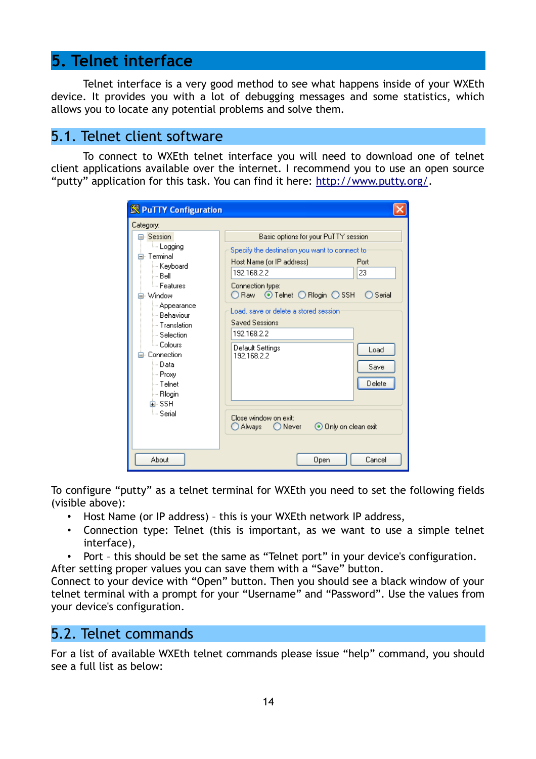# 5. Telnet interface

Telnet interface is a very good method to see what happens inside of your WXEth device. It provides you with a lot of debugging messages and some statistics, which allows you to locate any potential problems and solve them.

## 5.1. Telnet client software

To connect to WXEth telnet interface you will need to download one of telnet client applications available over the internet. I recommend you to use an open source "putty" application for this task. You can find it here: http://www.putty.org/.

To configure "putty" as a telnet terminal for WXEth you need to set the following fields (visible above):

- Host Name (or IP address) – this is your WXEth network IP address,
- Connection type: Telnet (this is important, as we want to use a simple telnet interface),
- Port – this should be set the same as "Telnet port" in your device's configuration.

After setting proper values you can save them with a "Save" button.
Connect to your device with "Open" button. Then you should see a black window of your telnet terminal with a prompt for your "Username" and "Password". Use the values from your device's configuration.

## 5.2. Telnet commands

For a list of available WXEth telnet commands please issue "help" command, you should see a full list as below: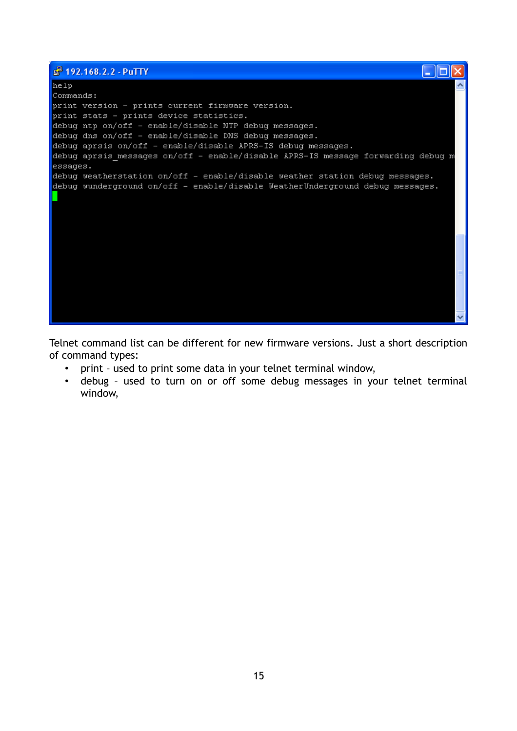```
help
Commands:
print version - prints current firmware version.
print stats - prints device statistics.
debug ntp on/off - enable/disable NTP debug messages.
debug dns on/off - enable/disable DNS debug messages.
debug aprsis on/off - enable/disable APRS-IS debug messages.
debug aprsis_messages on/off - enable/disable APRS-IS message forwarding debug m
essages.
debug weatherstation on/off - enable/disable weather station debug messages.
debug wunderground on/off - enable/disable WeatherUnderground debug messages.
```

Telnet command list can be different for new firmware versions. Just a short description of command types:

- print – used to print some data in your telnet terminal window,
- debug – used to turn on or off some debug messages in your telnet terminal window,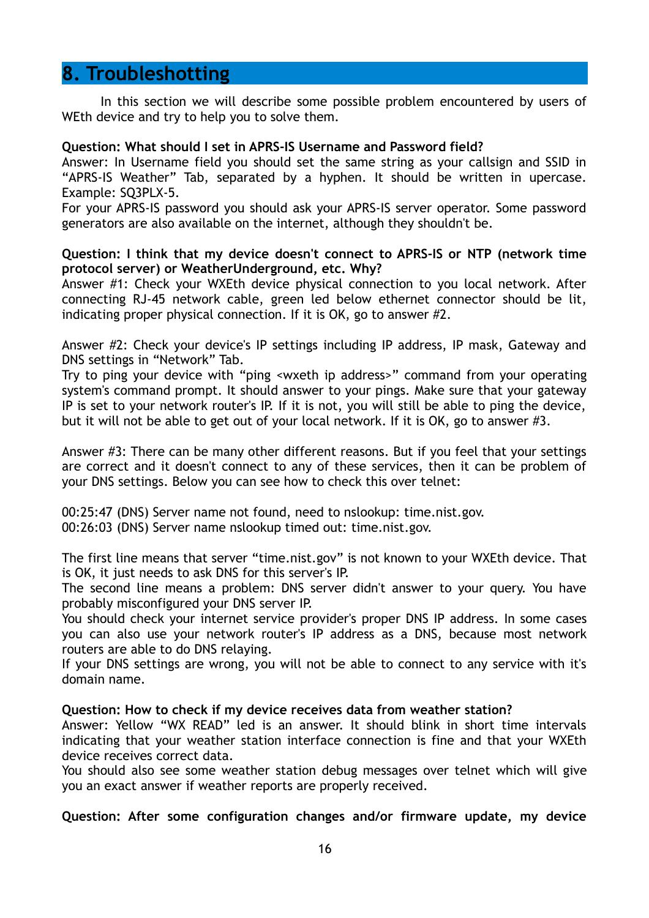# 8. Troubleshooting

In this section we will describe some possible problem encountered by users of WEth device and try to help you to solve them.

**Question: What should I set in APRS-IS Username and Password field?**
Answer: In Username field you should set the same string as your callsign and SSID in "APRS-IS Weather" Tab, separated by a hyphen. It should be written in upercase. Example: SQ3PLX-5.
For your APRS-IS password you should ask your APRS-IS server operator. Some password generators are also available on the internet, although they shouldn't be.

**Question: I think that my device doesn't connect to APRS-IS or NTP (network time protocol server) or WeatherUndergeround, etc. Why?**
Answer #1: Check your WXEth device physical connection to you local network. After connecting RJ-45 network cable, green led below ethernet connector should be lit, indicating proper physical connection. If it is OK, go to answer #2.

Answer #2: Check your device's IP settings including IP address, IP mask, Gateway and DNS settings in "Network" Tab.
Try to ping your device with "ping <wxeth ip address>" command from your operating system's command prompt. It should answer to your pings. Make sure that your gateway IP is set to your network router's IP. If it is not, you will still be able to ping the device, but it will not be able to get out of your local network. If it is OK, go to answer #3.

Answer #3: There can be many other different reasons. But if you feel that your settings are correct and it doesn't connect to any of these services, then it can be problem of your DNS settings. Below you can see how to check this over telnet:

00:25:47 (DNS) Server name not found, need to nslookup: time.nist.gov.
00:26:03 (DNS) Server name nslookup timed out: time.nist.gov.

The first line means that server "time.nist.gov" is not known to your WXEth device. That is OK, it just needs to ask DNS for this server's IP.
The second line means a problem: DNS server didn't answer to your query. You have probably misconfigured your DNS server IP.
You should check your internet service provider's proper DNS IP address. In some cases you can also use your network router's IP address as a DNS, because most network routers are able to do DNS relaying.
If your DNS settings are wrong, you will not be able to connect to any service with it's domain name.

**Question: How to check if my device receives data from weather station?**
Answer: Yellow "WX READ" led is an answer. It should blink in short time intervals indicating that your weather station interface connection is fine and that your WXEth device receives correct data.
You should also see some weather station debug messages over telnet which will give you an exact answer if weather reports are properly received.

**Question: After some configuration changes and/or firmware update, my device**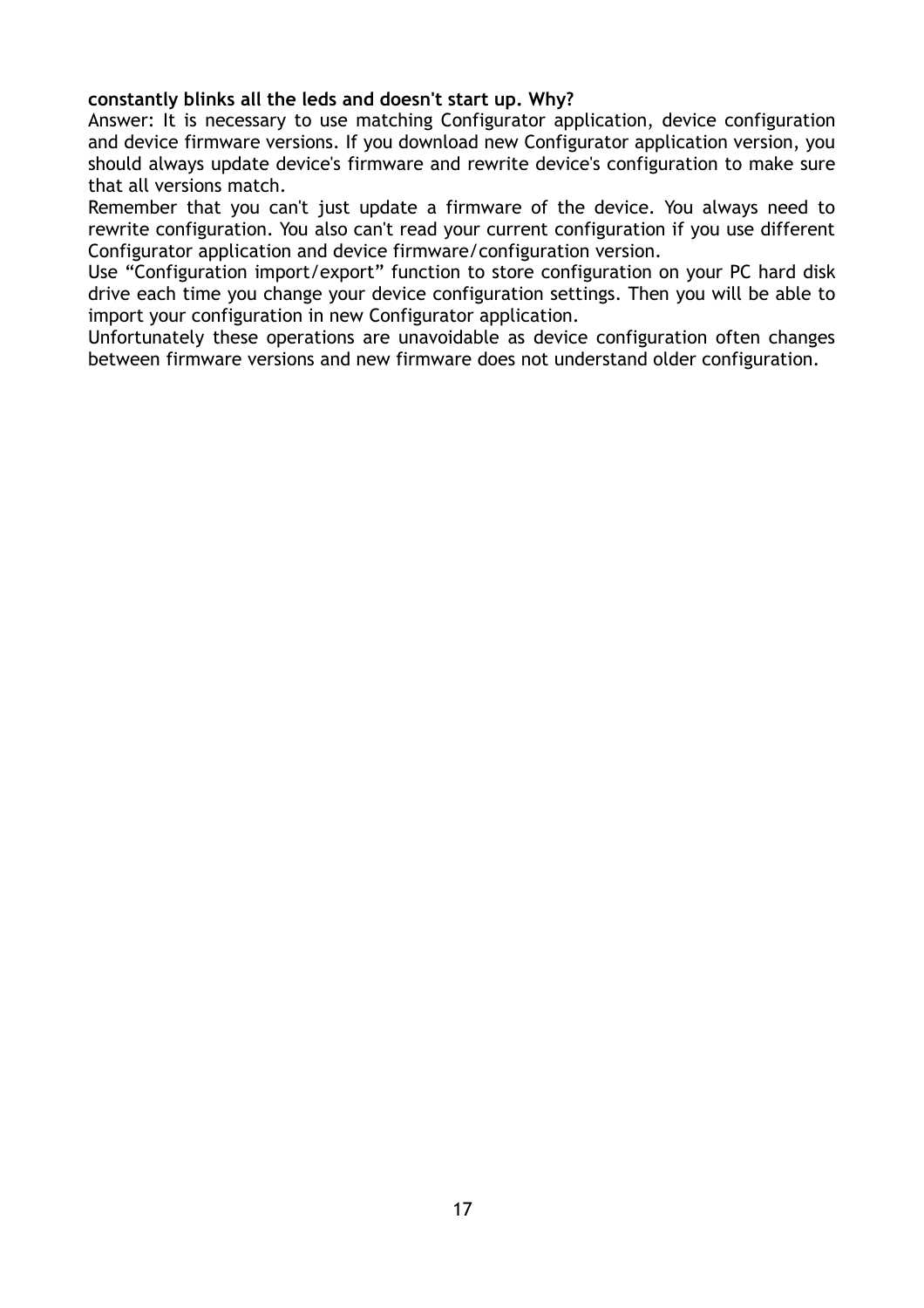**constantly blinks all the leds and doesn't start up. Why?**

Answer: It is necessary to use matching Configurator application, device configuration and device firmware versions. If you download new Configurator application version, you should always update device's firmware and rewrite device's configuration to make sure that all versions match.

Remember that you can't just update a firmware of the device. You always need to rewrite configuration. You also can't read your current configuration if you use different Configurator application and device firmware/configuration version.

Use "Configuration import/export" function to store configuration on your PC hard disk drive each time you change your device configuration settings. Then you will be able to import your configuration in new Configurator application.

Unfortunately these operations are unavoidable as device configuration often changes between firmware versions and new firmware does not understand older configuration.